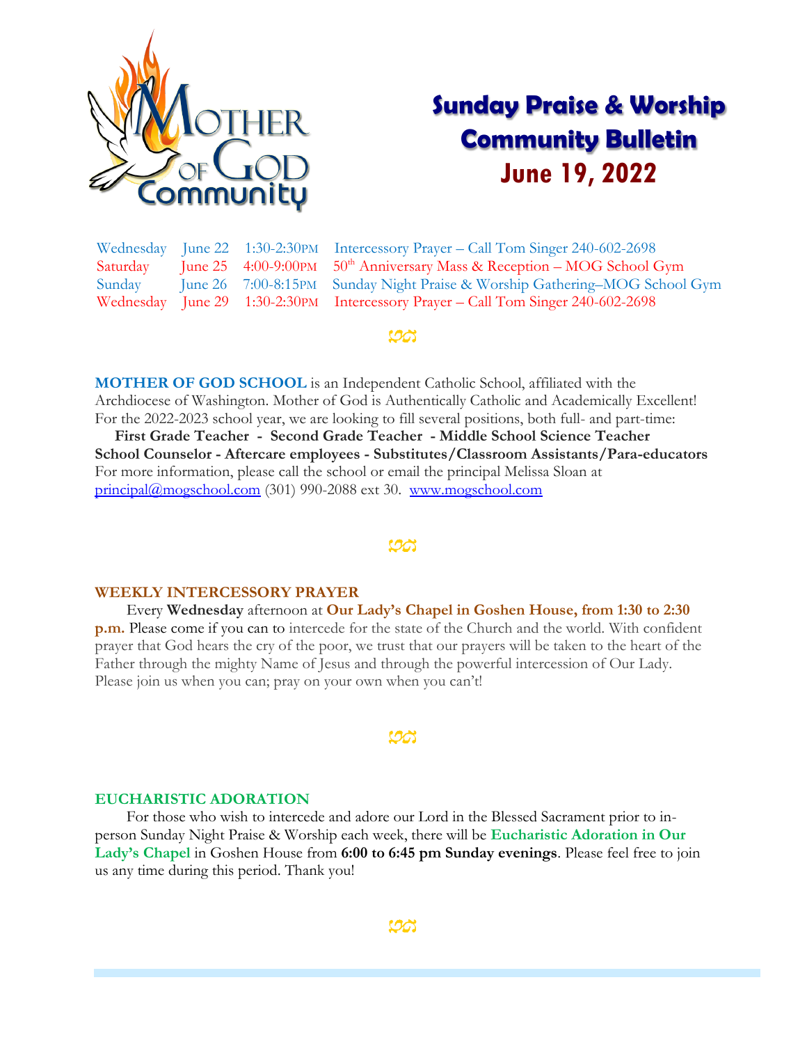# Sunday Praise & Worship Community Bulletin

## June 19, 2022

| | | | |
|---|---|---|---|
| Wednesday | June 22 | 1:30-2:30PM | Intercessory Prayer – Call Tom Singer 240-602-2698 |
| Saturday | June 25 | 4:00-9:00PM | 50th Anniversary Mass & Reception – MOG School Gym |
| Sunday | June 26 | 7:00-8:15PM | Sunday Night Praise & Worship Gathering–MOG School Gym |
| Wednesday | June 29 | 1:30-2:30PM | Intercessory Prayer – Call Tom Singer 240-602-2698 |

**MOTHER OF GOD SCHOOL** is an Independent Catholic School, affiliated with the Archdiocese of Washington. Mother of God is Authentically Catholic and Academically Excellent! For the 2022-2023 school year, we are looking to fill several positions, both full- and part-time:

**First Grade Teacher - Second Grade Teacher - Middle School Science Teacher School Counselor - Aftercare employees - Substitutes/Classroom Assistants/Para-educators**

For more information, please call the school or email the principal Melissa Sloan at principal@mogschool.com (301) 990-2088 ext 30. www.mogschool.com

## WEEKLY INTERCESSORY PRAYER

Every **Wednesday** afternoon at **Our Lady's Chapel in Goshen House, from 1:30 to 2:30 p.m.** Please come if you can to intercede for the state of the Church and the world. With confident prayer that God hears the cry of the poor, we trust that our prayers will be taken to the heart of the Father through the mighty Name of Jesus and through the powerful intercession of Our Lady. Please join us when you can; pray on your own when you can't!

## EUCHARISTIC ADORATION

For those who wish to intercede and adore our Lord in the Blessed Sacrament prior to in-person Sunday Night Praise & Worship each week, there will be **Eucharistic Adoration in Our Lady's Chapel** in Goshen House from **6:00 to 6:45 pm Sunday evenings**. Please feel free to join us any time during this period. Thank you!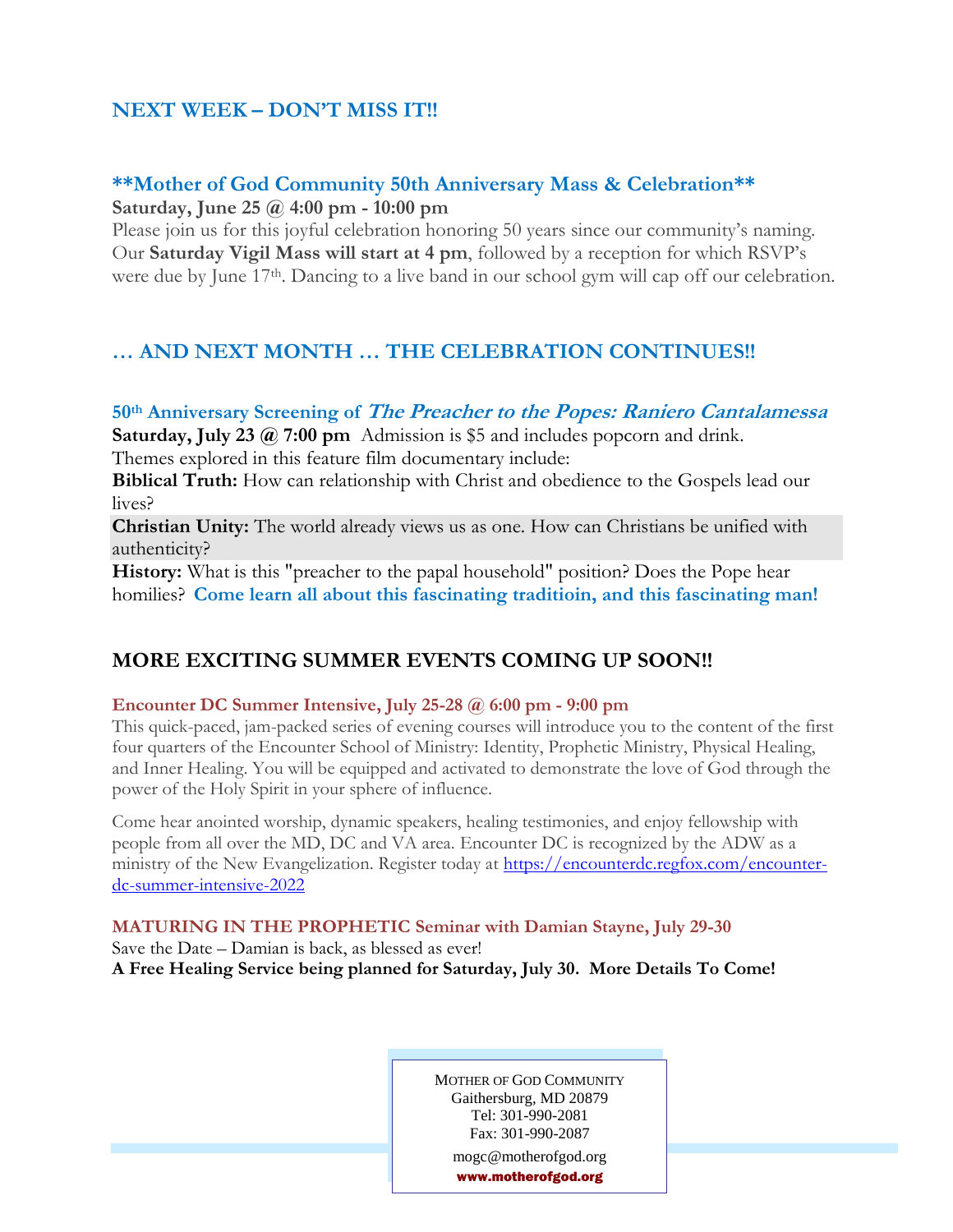## NEXT WEEK – DON'T MISS IT!!

### **Mother of God Community 50th Anniversary Mass & Celebration**

**Saturday, June 25 @ 4:00 pm - 10:00 pm**

Please join us for this joyful celebration honoring 50 years since our community's naming. Our **Saturday Vigil Mass will start at 4 pm**, followed by a reception for which RSVP's were due by June 17th. Dancing to a live band in our school gym will cap off our celebration.

## … AND NEXT MONTH … THE CELEBRATION CONTINUES!!

### 50th Anniversary Screening of *The Preacher to the Popes: Raniero Cantalamessa*

**Saturday, July 23 @ 7:00 pm** Admission is $5 and includes popcorn and drink.

Themes explored in this feature film documentary include:

**Biblical Truth:** How can relationship with Christ and obedience to the Gospels lead our lives?

**Christian Unity:** The world already views us as one. How can Christians be unified with authenticity?

**History:** What is this "preacher to the papal household" position? Does the Pope hear homilies? **Come learn all about this fascinating traditioin, and this fascinating man!**

## MORE EXCITING SUMMER EVENTS COMING UP SOON!!

**Encounter DC Summer Intensive, July 25-28 @ 6:00 pm - 9:00 pm**

This quick-paced, jam-packed series of evening courses will introduce you to the content of the first four quarters of the Encounter School of Ministry: Identity, Prophetic Ministry, Physical Healing, and Inner Healing. You will be equipped and activated to demonstrate the love of God through the power of the Holy Spirit in your sphere of influence.

Come hear anointed worship, dynamic speakers, healing testimonies, and enjoy fellowship with people from all over the MD, DC and VA area. Encounter DC is recognized by the ADW as a ministry of the New Evangelization. Register today at https://encounterdc.regfox.com/encounter-dc-summer-intensive-2022

**MATURING IN THE PROPHETIC Seminar with Damian Stayne, July 29-30**

Save the Date – Damian is back, as blessed as ever!

**A Free Healing Service being planned for Saturday, July 30. More Details To Come!**

MOTHER OF GOD COMMUNITY
Gaithersburg, MD 20879
Tel: 301-990-2081
Fax: 301-990-2087
mogc@motherofgod.org
www.motherofgod.org